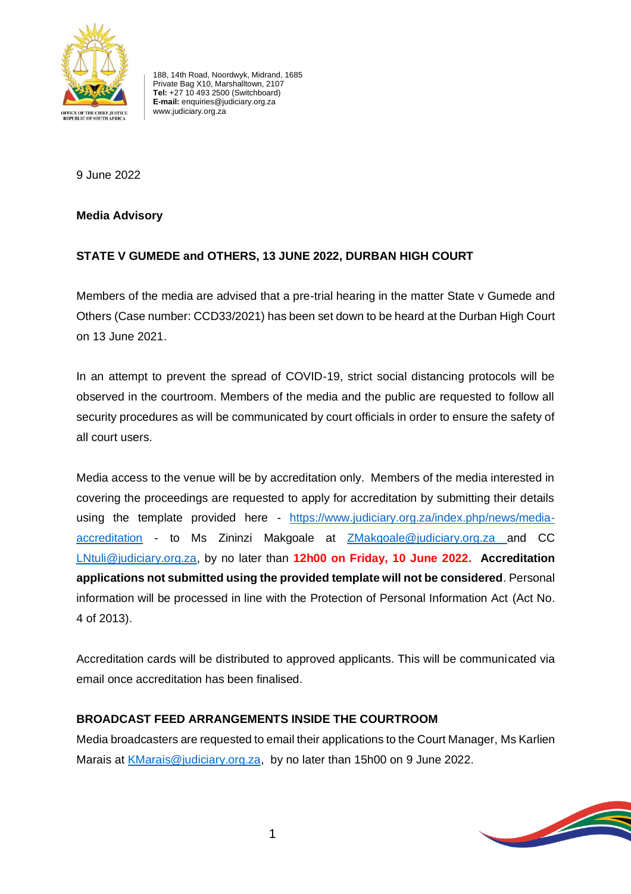188, 14th Road, Noordwyk, Midrand, 1685
Private Bag X10, Marshalltown, 2107
**Tel:** +27 10 493 2500 (Switchboard)
**E-mail:** enquiries@judiciary.org.za
www.judiciary.org.za

OFFICE OF THE CHIEF JUSTICE
REPUBLIC OF SOUTH AFRICA

9 June 2022

**Media Advisory**

**STATE V GUMEDE and OTHERS, 13 JUNE 2022, DURBAN HIGH COURT**

Members of the media are advised that a pre-trial hearing in the matter State v Gumede and Others (Case number: CCD33/2021) has been set down to be heard at the Durban High Court on 13 June 2021.

In an attempt to prevent the spread of COVID-19, strict social distancing protocols will be observed in the courtroom. Members of the media and the public are requested to follow all security procedures as will be communicated by court officials in order to ensure the safety of all court users.

Media access to the venue will be by accreditation only. Members of the media interested in covering the proceedings are requested to apply for accreditation by submitting their details using the template provided here - https://www.judiciary.org.za/index.php/news/media-accreditation - to Ms Zininzi Makgoale at ZMakgoale@judiciary.org.za and CC LNtuli@judiciary.org.za, by no later than **12h00 on Friday, 10 June 2022.** **Accreditation applications not submitted using the provided template will not be considered**. Personal information will be processed in line with the Protection of Personal Information Act (Act No. 4 of 2013).

Accreditation cards will be distributed to approved applicants. This will be communicated via email once accreditation has been finalised.

**BROADCAST FEED ARRANGEMENTS INSIDE THE COURTROOM**

Media broadcasters are requested to email their applications to the Court Manager, Ms Karlien Marais at KMarais@judiciary.org.za, by no later than 15h00 on 9 June 2022.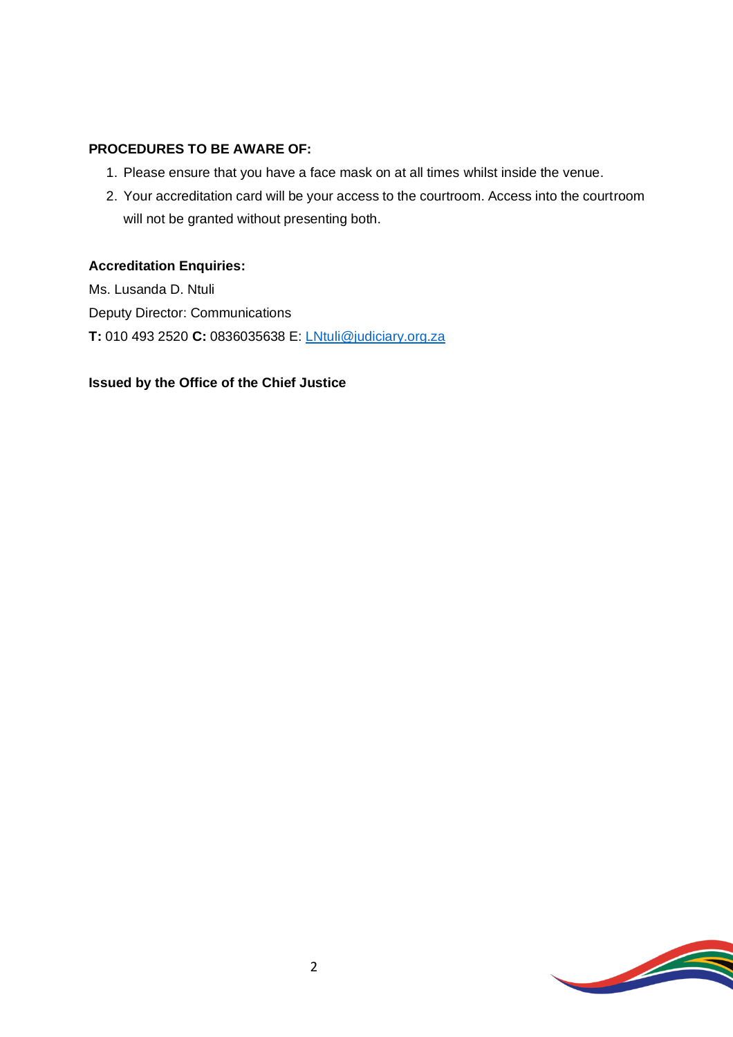**PROCEDURES TO BE AWARE OF:**

1. Please ensure that you have a face mask on at all times whilst inside the venue.
2. Your accreditation card will be your access to the courtroom. Access into the courtroom will not be granted without presenting both.

**Accreditation Enquiries:**

Ms. Lusanda D. Ntuli

Deputy Director: Communications

**T:** 010 493 2520 **C:** 0836035638 E: LNtuli@judiciary.org.za

**Issued by the Office of the Chief Justice**